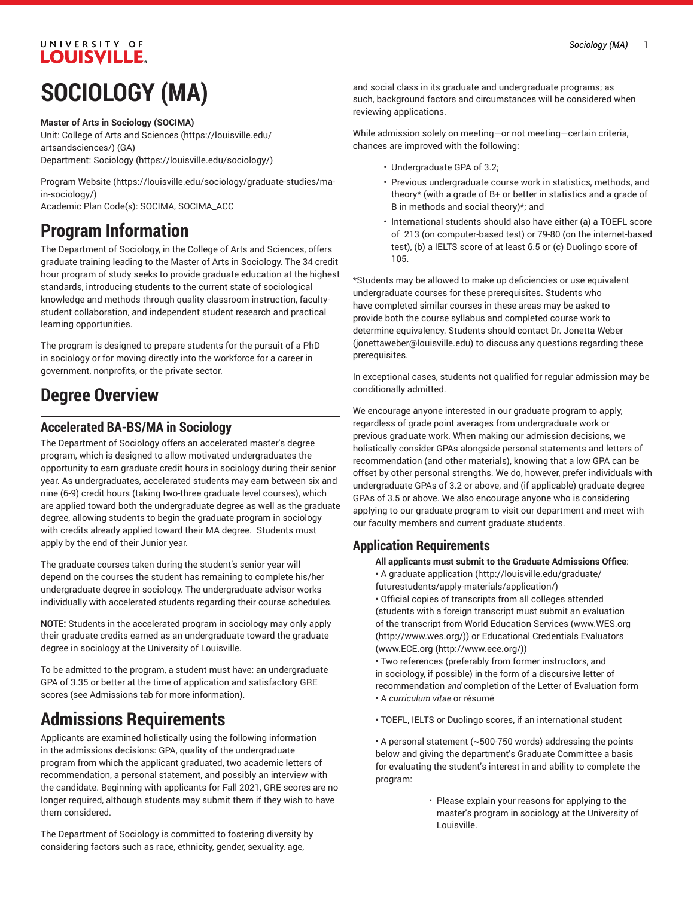# SOCIOLOGY (MA)

**Master of Arts in Sociology (SOCIMA)**
Unit: College of Arts and Sciences (https://louisville.edu/artsandsciences/) (GA)
Department: Sociology (https://louisville.edu/sociology/)

Program Website (https://louisville.edu/sociology/graduate-studies/ma-in-sociology/)
Academic Plan Code(s): SOCIMA, SOCIMA_ACC

# Program Information

The Department of Sociology, in the College of Arts and Sciences, offers graduate training leading to the Master of Arts in Sociology. The 34 credit hour program of study seeks to provide graduate education at the highest standards, introducing students to the current state of sociological knowledge and methods through quality classroom instruction, faculty-student collaboration, and independent student research and practical learning opportunities.

The program is designed to prepare students for the pursuit of a PhD in sociology or for moving directly into the workforce for a career in government, nonprofits, or the private sector.

# Degree Overview

## Accelerated BA-BS/MA in Sociology

The Department of Sociology offers an accelerated master's degree program, which is designed to allow motivated undergraduates the opportunity to earn graduate credit hours in sociology during their senior year. As undergraduates, accelerated students may earn between six and nine (6-9) credit hours (taking two-three graduate level courses), which are applied toward both the undergraduate degree as well as the graduate degree, allowing students to begin the graduate program in sociology with credits already applied toward their MA degree. Students must apply by the end of their Junior year.

The graduate courses taken during the student's senior year will depend on the courses the student has remaining to complete his/her undergraduate degree in sociology. The undergraduate advisor works individually with accelerated students regarding their course schedules.

**NOTE:** Students in the accelerated program in sociology may only apply their graduate credits earned as an undergraduate toward the graduate degree in sociology at the University of Louisville.

To be admitted to the program, a student must have: an undergraduate GPA of 3.35 or better at the time of application and satisfactory GRE scores (see Admissions tab for more information).

# Admissions Requirements

Applicants are examined holistically using the following information in the admissions decisions: GPA, quality of the undergraduate program from which the applicant graduated, two academic letters of recommendation, a personal statement, and possibly an interview with the candidate. Beginning with applicants for Fall 2021, GRE scores are no longer required, although students may submit them if they wish to have them considered.

The Department of Sociology is committed to fostering diversity by considering factors such as race, ethnicity, gender, sexuality, age, and social class in its graduate and undergraduate programs; as such, background factors and circumstances will be considered when reviewing applications.

While admission solely on meeting—or not meeting—certain criteria, chances are improved with the following:

- Undergraduate GPA of 3.2;
- Previous undergraduate course work in statistics, methods, and theory* (with a grade of B+ or better in statistics and a grade of B in methods and social theory)*; and
- International students should also have either (a) a TOEFL score of 213 (on computer-based test) or 79-80 (on the internet-based test), (b) a IELTS score of at least 6.5 or (c) Duolingo score of 105.

*Students may be allowed to make up deficiencies or use equivalent undergraduate courses for these prerequisites. Students who have completed similar courses in these areas may be asked to provide both the course syllabus and completed course work to determine equivalency. Students should contact Dr. Jonetta Weber (jonettaweber@louisville.edu) to discuss any questions regarding these prerequisites.

In exceptional cases, students not qualified for regular admission may be conditionally admitted.

We encourage anyone interested in our graduate program to apply, regardless of grade point averages from undergraduate work or previous graduate work. When making our admission decisions, we holistically consider GPAs alongside personal statements and letters of recommendation (and other materials), knowing that a low GPA can be offset by other personal strengths. We do, however, prefer individuals with undergraduate GPAs of 3.2 or above, and (if applicable) graduate degree GPAs of 3.5 or above. We also encourage anyone who is considering applying to our graduate program to visit our department and meet with our faculty members and current graduate students.

## Application Requirements

**All applicants must submit to the Graduate Admissions Office**:

- A graduate application (http://louisville.edu/graduate/futurestudents/apply-materials/application/)
- Official copies of transcripts from all colleges attended (students with a foreign transcript must submit an evaluation of the transcript from World Education Services (www.WES.org (http://www.wes.org/)) or Educational Credentials Evaluators (www.ECE.org (http://www.ece.org/))
- Two references (preferably from former instructors, and in sociology, if possible) in the form of a discursive letter of recommendation *and* completion of the Letter of Evaluation form
- A *curriculum vitae* or résumé
- TOEFL, IELTS or Duolingo scores, if an international student
- A personal statement (~500-750 words) addressing the points below and giving the department's Graduate Committee a basis for evaluating the student's interest in and ability to complete the program:
  - Please explain your reasons for applying to the master's program in sociology at the University of Louisville.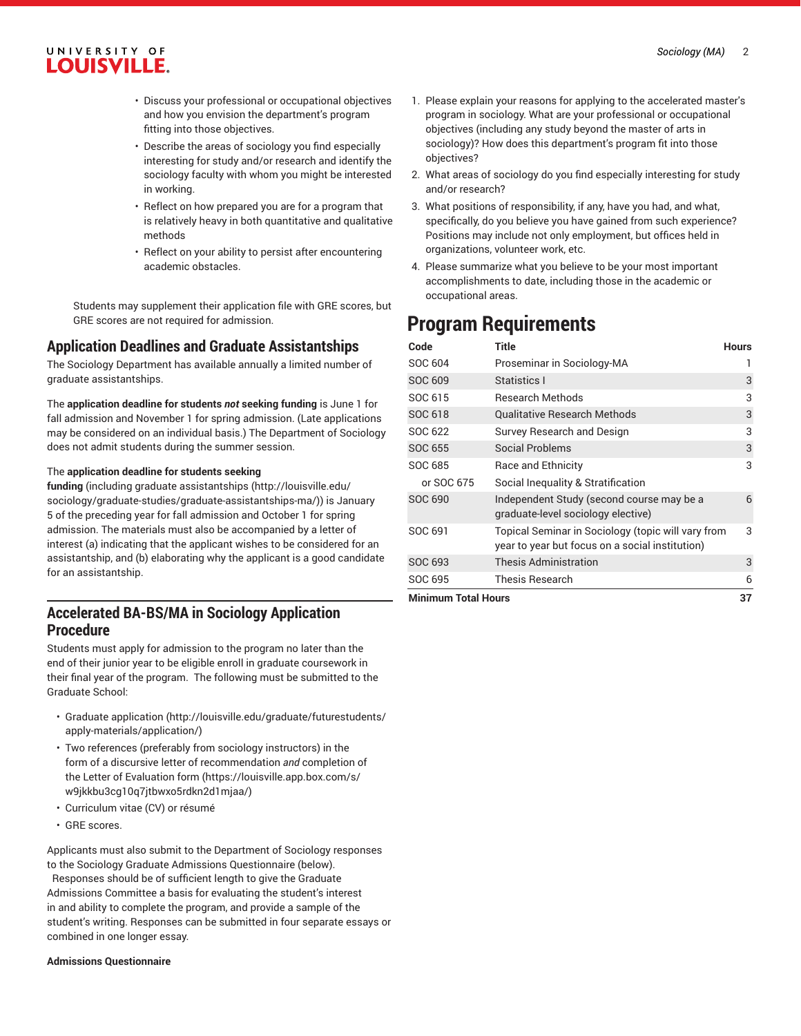- Discuss your professional or occupational objectives and how you envision the department's program fitting into those objectives.
- Describe the areas of sociology you find especially interesting for study and/or research and identify the sociology faculty with whom you might be interested in working.
- Reflect on how prepared you are for a program that is relatively heavy in both quantitative and qualitative methods
- Reflect on your ability to persist after encountering academic obstacles.

Students may supplement their application file with GRE scores, but GRE scores are not required for admission.

## Application Deadlines and Graduate Assistantships

The Sociology Department has available annually a limited number of graduate assistantships.

The **application deadline for students *not* seeking funding** is June 1 for fall admission and November 1 for spring admission. (Late applications may be considered on an individual basis.) The Department of Sociology does not admit students during the summer session.

The **application deadline for students seeking funding** (including graduate assistantships (http://louisville.edu/sociology/graduate-studies/graduate-assistantships-ma/)) is January 5 of the preceding year for fall admission and October 1 for spring admission. The materials must also be accompanied by a letter of interest (a) indicating that the applicant wishes to be considered for an assistantship, and (b) elaborating why the applicant is a good candidate for an assistantship.

## Accelerated BA-BS/MA in Sociology Application Procedure

Students must apply for admission to the program no later than the end of their junior year to be eligible enroll in graduate coursework in their final year of the program. The following must be submitted to the Graduate School:

- Graduate application (http://louisville.edu/graduate/futurestudents/apply-materials/application/)
- Two references (preferably from sociology instructors) in the form of a discursive letter of recommendation *and* completion of the Letter of Evaluation form (https://louisville.app.box.com/s/w9jkkbu3cg10q7jtbwxo5rdkn2d1mjaa/)
- Curriculum vitae (CV) or résumé
- GRE scores.

Applicants must also submit to the Department of Sociology responses to the Sociology Graduate Admissions Questionnaire (below). Responses should be of sufficient length to give the Graduate Admissions Committee a basis for evaluating the student's interest in and ability to complete the program, and provide a sample of the student's writing. Responses can be submitted in four separate essays or combined in one longer essay.

**Admissions Questionnaire**

1. Please explain your reasons for applying to the accelerated master's program in sociology. What are your professional or occupational objectives (including any study beyond the master of arts in sociology)? How does this department's program fit into those objectives?
2. What areas of sociology do you find especially interesting for study and/or research?
3. What positions of responsibility, if any, have you had, and what, specifically, do you believe you have gained from such experience? Positions may include not only employment, but offices held in organizations, volunteer work, etc.
4. Please summarize what you believe to be your most important accomplishments to date, including those in the academic or occupational areas.

# Program Requirements

| Code | Title | Hours |
|---|---|---|
| SOC 604 | Proseminar in Sociology-MA | 1 |
| SOC 609 | Statistics I | 3 |
| SOC 615 | Research Methods | 3 |
| SOC 618 | Qualitative Research Methods | 3 |
| SOC 622 | Survey Research and Design | 3 |
| SOC 655 | Social Problems | 3 |
| SOC 685 | Race and Ethnicity | 3 |
| or SOC 675 | Social Inequality & Stratification | |
| SOC 690 | Independent Study (second course may be a graduate-level sociology elective) | 6 |
| SOC 691 | Topical Seminar in Sociology (topic will vary from year to year but focus on a social institution) | 3 |
| SOC 693 | Thesis Administration | 3 |
| SOC 695 | Thesis Research | 6 |
| **Minimum Total Hours** | | **37** |